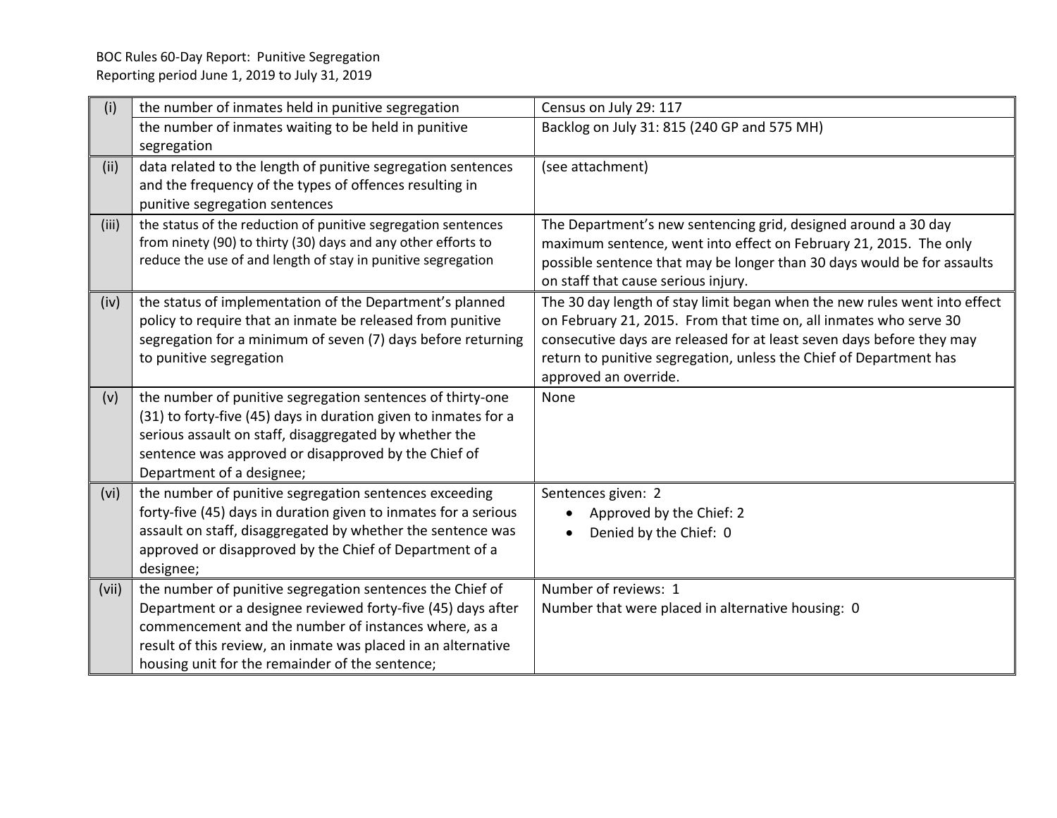BOC Rules 60-Day Report: Punitive Segregation
Reporting period June 1, 2019 to July 31, 2019

| | | |
|---|---|---|
| (i) | the number of inmates held in punitive segregation | Census on July 29: 117 |
| | the number of inmates waiting to be held in punitive segregation | Backlog on July 31: 815 (240 GP and 575 MH) |
| (ii) | data related to the length of punitive segregation sentences and the frequency of the types of offences resulting in punitive segregation sentences | (see attachment) |
| (iii) | the status of the reduction of punitive segregation sentences from ninety (90) to thirty (30) days and any other efforts to reduce the use of and length of stay in punitive segregation | The Department's new sentencing grid, designed around a 30 day maximum sentence, went into effect on February 21, 2015. The only possible sentence that may be longer than 30 days would be for assaults on staff that cause serious injury. |
| (iv) | the status of implementation of the Department's planned policy to require that an inmate be released from punitive segregation for a minimum of seven (7) days before returning to punitive segregation | The 30 day length of stay limit began when the new rules went into effect on February 21, 2015. From that time on, all inmates who serve 30 consecutive days are released for at least seven days before they may return to punitive segregation, unless the Chief of Department has approved an override. |
| (v) | the number of punitive segregation sentences of thirty-one (31) to forty-five (45) days in duration given to inmates for a serious assault on staff, disaggregated by whether the sentence was approved or disapproved by the Chief of Department of a designee; | None |
| (vi) | the number of punitive segregation sentences exceeding forty-five (45) days in duration given to inmates for a serious assault on staff, disaggregated by whether the sentence was approved or disapproved by the Chief of Department of a designee; | Sentences given: 2<br>• Approved by the Chief: 2<br>• Denied by the Chief: 0 |
| (vii) | the number of punitive segregation sentences the Chief of Department or a designee reviewed forty-five (45) days after commencement and the number of instances where, as a result of this review, an inmate was placed in an alternative housing unit for the remainder of the sentence; | Number of reviews: 1<br>Number that were placed in alternative housing: 0 |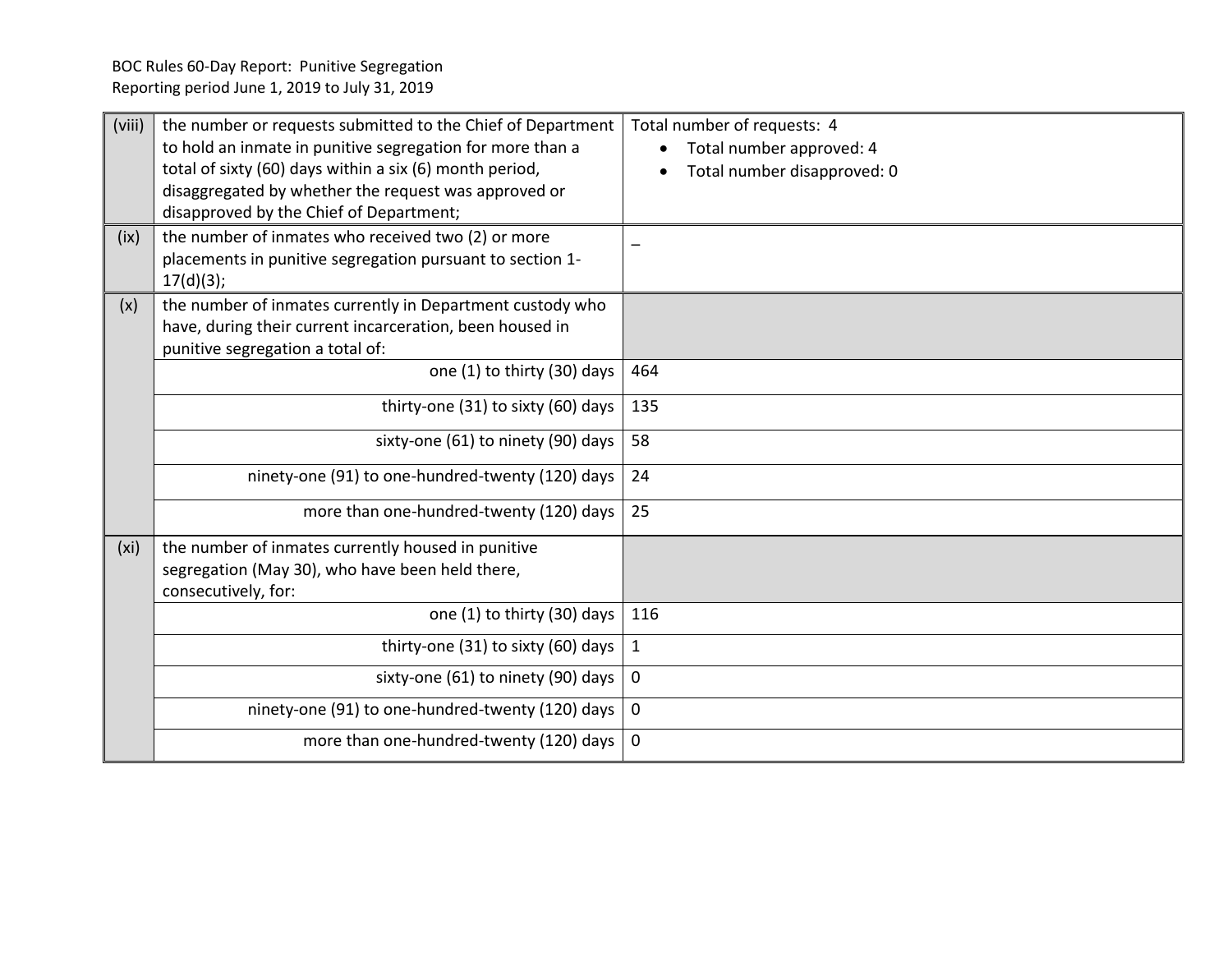BOC Rules 60-Day Report: Punitive Segregation
Reporting period June 1, 2019 to July 31, 2019

| | | |
|---|---|---|
| (viii) | the number or requests submitted to the Chief of Department to hold an inmate in punitive segregation for more than a total of sixty (60) days within a six (6) month period, disaggregated by whether the request was approved or disapproved by the Chief of Department; | Total number of requests: 4<br>• Total number approved: 4<br>• Total number disapproved: 0 |
| (ix) | the number of inmates who received two (2) or more placements in punitive segregation pursuant to section 1-17(d)(3); | – |
| (x) | the number of inmates currently in Department custody who have, during their current incarceration, been housed in punitive segregation a total of: | |
| | one (1) to thirty (30) days | 464 |
| | thirty-one (31) to sixty (60) days | 135 |
| | sixty-one (61) to ninety (90) days | 58 |
| | ninety-one (91) to one-hundred-twenty (120) days | 24 |
| | more than one-hundred-twenty (120) days | 25 |
| (xi) | the number of inmates currently housed in punitive segregation (May 30), who have been held there, consecutively, for: | |
| | one (1) to thirty (30) days | 116 |
| | thirty-one (31) to sixty (60) days | 1 |
| | sixty-one (61) to ninety (90) days | 0 |
| | ninety-one (91) to one-hundred-twenty (120) days | 0 |
| | more than one-hundred-twenty (120) days | 0 |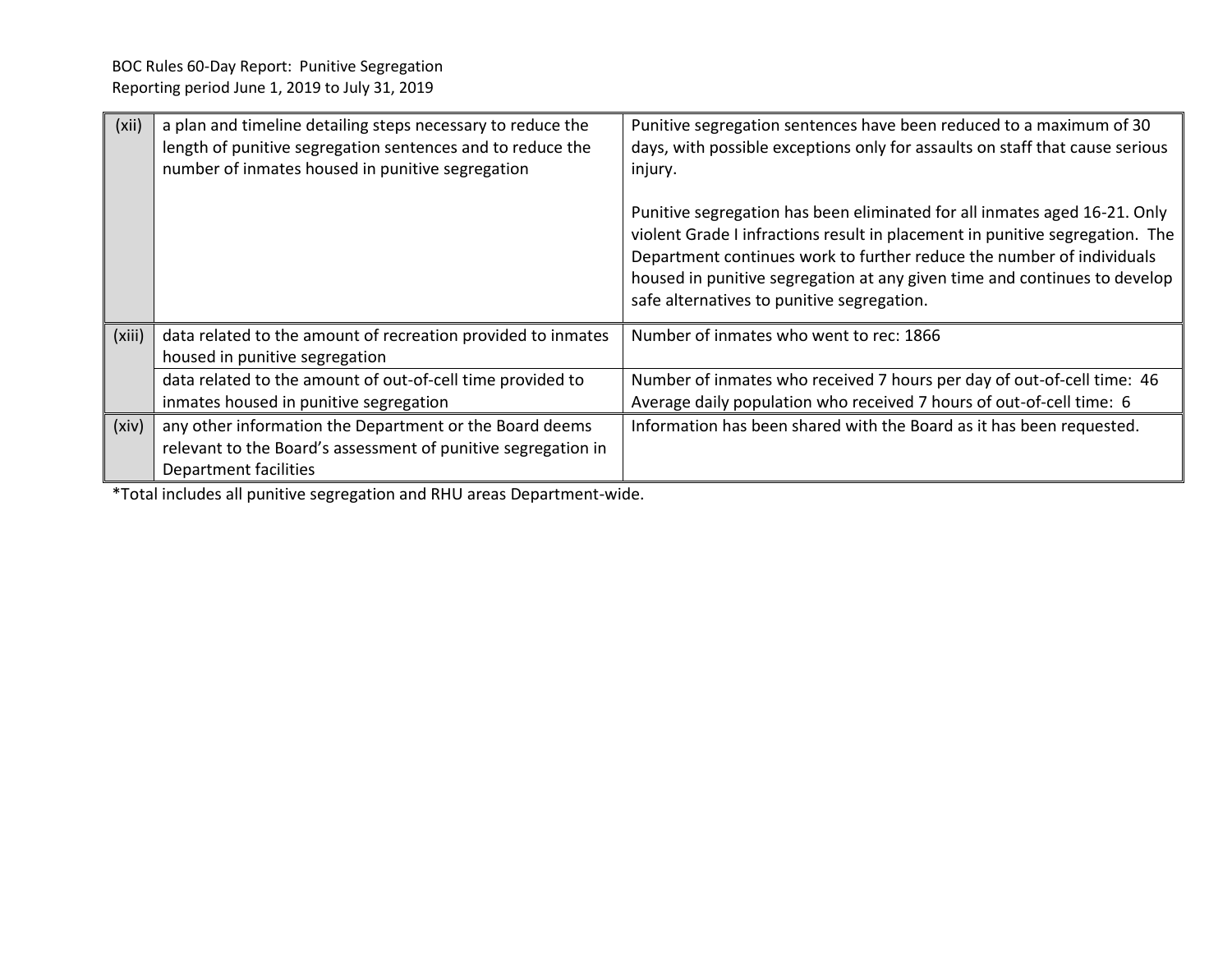| | | |
|---|---|---|
| (xii) | a plan and timeline detailing steps necessary to reduce the length of punitive segregation sentences and to reduce the number of inmates housed in punitive segregation | Punitive segregation sentences have been reduced to a maximum of 30 days, with possible exceptions only for assaults on staff that cause serious injury.<br><br>Punitive segregation has been eliminated for all inmates aged 16-21. Only violent Grade I infractions result in placement in punitive segregation. The Department continues work to further reduce the number of individuals housed in punitive segregation at any given time and continues to develop safe alternatives to punitive segregation. |
| (xiii) | data related to the amount of recreation provided to inmates housed in punitive segregation | Number of inmates who went to rec: 1866 |
| | data related to the amount of out-of-cell time provided to inmates housed in punitive segregation | Number of inmates who received 7 hours per day of out-of-cell time: 46<br>Average daily population who received 7 hours of out-of-cell time: 6 |
| (xiv) | any other information the Department or the Board deems relevant to the Board's assessment of punitive segregation in Department facilities | Information has been shared with the Board as it has been requested. |

*Total includes all punitive segregation and RHU areas Department-wide.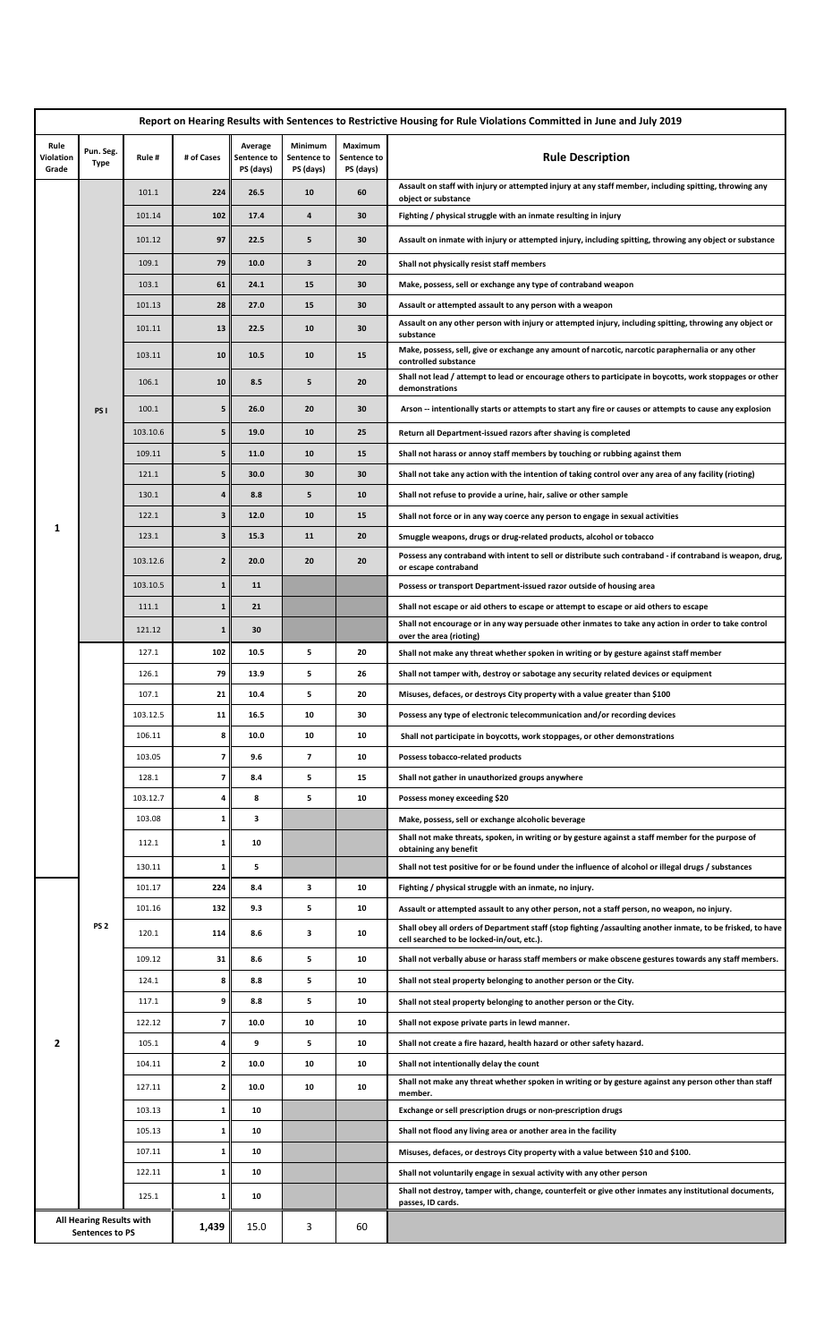| Report on Hearing Results with Sentences to Restrictive Housing for Rule Violations Committed in June and July 2019 | | | | | | | |
|---|---|---|---|---|---|---|---|
| **Rule Violation Grade** | **Pun. Seg. Type** | **Rule #** | **# of Cases** | **Average Sentence to PS (days)** | **Minimum Sentence to PS (days)** | **Maximum Sentence to PS (days)** | **Rule Description** |
| 1 | PS I | 101.1 | 224 | 26.5 | 10 | 60 | Assault on staff with injury or attempted injury at any staff member, including spitting, throwing any object or substance |
| | | 101.14 | 102 | 17.4 | 4 | 30 | Fighting / physical struggle with an inmate resulting in injury |
| | | 101.12 | 97 | 22.5 | 5 | 30 | Assault on inmate with injury or attempted injury, including spitting, throwing any object or substance |
| | | 109.1 | 79 | 10.0 | 3 | 20 | Shall not physically resist staff members |
| | | 103.1 | 61 | 24.1 | 15 | 30 | Make, possess, sell or exchange any type of contraband weapon |
| | | 101.13 | 28 | 27.0 | 15 | 30 | Assault or attempted assault to any person with a weapon |
| | | 101.11 | 13 | 22.5 | 10 | 30 | Assault on any other person with injury or attempted injury, including spitting, throwing any object or substance |
| | | 103.11 | 10 | 10.5 | 10 | 15 | Make, possess, sell, give or exchange any amount of narcotic, narcotic paraphernalia or any other controlled substance |
| | | 106.1 | 10 | 8.5 | 5 | 20 | Shall not lead / attempt to lead or encourage others to participate in boycotts, work stoppages or other demonstrations |
| | | 100.1 | 5 | 26.0 | 20 | 30 | Arson -- intentionally starts or attempts to start any fire or causes or attempts to cause any explosion |
| | | 103.10.6 | 5 | 19.0 | 10 | 25 | Return all Department-issued razors after shaving is completed |
| | | 109.11 | 5 | 11.0 | 10 | 15 | Shall not harass or annoy staff members by touching or rubbing against them |
| | | 121.1 | 5 | 30.0 | 30 | 30 | Shall not take any action with the intention of taking control over any area of any facility (rioting) |
| | | 130.1 | 4 | 8.8 | 5 | 10 | Shall not refuse to provide a urine, hair, salive or other sample |
| | | 122.1 | 3 | 12.0 | 10 | 15 | Shall not force or in any way coerce any person to engage in sexual activities |
| | | 123.1 | 3 | 15.3 | 11 | 20 | Smuggle weapons, drugs or drug-related products, alcohol or tobacco |
| | | 103.12.6 | 2 | 20.0 | 20 | 20 | Possess any contraband with intent to sell or distribute such contraband - if contraband is weapon, drug, or escape contraband |
| | | 103.10.5 | 1 | 11 | | | Possess or transport Department-issued razor outside of housing area |
| | | 111.1 | 1 | 21 | | | Shall not escape or aid others to escape or attempt to escape or aid others to escape |
| | | 121.12 | 1 | 30 | | | Shall not encourage or in any way persuade other inmates to take any action in order to take control over the area (rioting) |
| | PS 2 | 127.1 | 102 | 10.5 | 5 | 20 | Shall not make any threat whether spoken in writing or by gesture against staff member |
| | | 126.1 | 79 | 13.9 | 5 | 26 | Shall not tamper with, destroy or sabotage any security related devices or equipment |
| | | 107.1 | 21 | 10.4 | 5 | 20 | Misuses, defaces, or destroys City property with a value greater than $100 |
| | | 103.12.5 | 11 | 16.5 | 10 | 30 | Possess any type of electronic telecommunication and/or recording devices |
| | | 106.11 | 8 | 10.0 | 10 | 10 | Shall not participate in boycotts, work stoppages, or other demonstrations |
| | | 103.05 | 7 | 9.6 | 7 | 10 | Possess tobacco-related products |
| | | 128.1 | 7 | 8.4 | 5 | 15 | Shall not gather in unauthorized groups anywhere |
| | | 103.12.7 | 4 | 8 | 5 | 10 | Possess money exceeding $20 |
| | | 103.08 | 1 | 3 | | | Make, possess, sell or exchange alcoholic beverage |
| | | 112.1 | 1 | 10 | | | Shall not make threats, spoken, in writing or by gesture against a staff member for the purpose of obtaining any benefit |
| | | 130.11 | 1 | 5 | | | Shall not test positive for or be found under the influence of alcohol or illegal drugs / substances |
| 2 | | 101.17 | 224 | 8.4 | 3 | 10 | Fighting / physical struggle with an inmate, no injury. |
| | | 101.16 | 132 | 9.3 | 5 | 10 | Assault or attempted assault to any other person, not a staff person, no weapon, no injury. |
| | | 120.1 | 114 | 8.6 | 3 | 10 | Shall obey all orders of Department staff (stop fighting /assaulting another inmate, to be frisked, to have cell searched to be locked-in/out, etc.). |
| | | 109.12 | 31 | 8.6 | 5 | 10 | Shall not verbally abuse or harass staff members or make obscene gestures towards any staff members. |
| | | 124.1 | 8 | 8.8 | 5 | 10 | Shall not steal property belonging to another person or the City. |
| | | 117.1 | 9 | 8.8 | 5 | 10 | Shall not steal property belonging to another person or the City. |
| | | 122.12 | 7 | 10.0 | 10 | 10 | Shall not expose private parts in lewd manner. |
| | | 105.1 | 4 | 9 | 5 | 10 | Shall not create a fire hazard, health hazard or other safety hazard. |
| | | 104.11 | 2 | 10.0 | 10 | 10 | Shall not intentionally delay the count |
| | | 127.11 | 2 | 10.0 | 10 | 10 | Shall not make any threat whether spoken in writing or by gesture against any person other than staff member. |
| | | 103.13 | 1 | 10 | | | Exchange or sell prescription drugs or non-prescription drugs |
| | | 105.13 | 1 | 10 | | | Shall not flood any living area or another area in the facility |
| | | 107.11 | 1 | 10 | | | Misuses, defaces, or destroys City property with a value between $10 and $100. |
| | | 122.11 | 1 | 10 | | | Shall not voluntarily engage in sexual activity with any other person |
| | | 125.1 | 1 | 10 | | | Shall not destroy, tamper with, change, counterfeit or give other inmates any institutional documents, passes, ID cards. |
| **All Hearing Results with Sentences to PS** | | | **1,439** | 15.0 | 3 | 60 | |